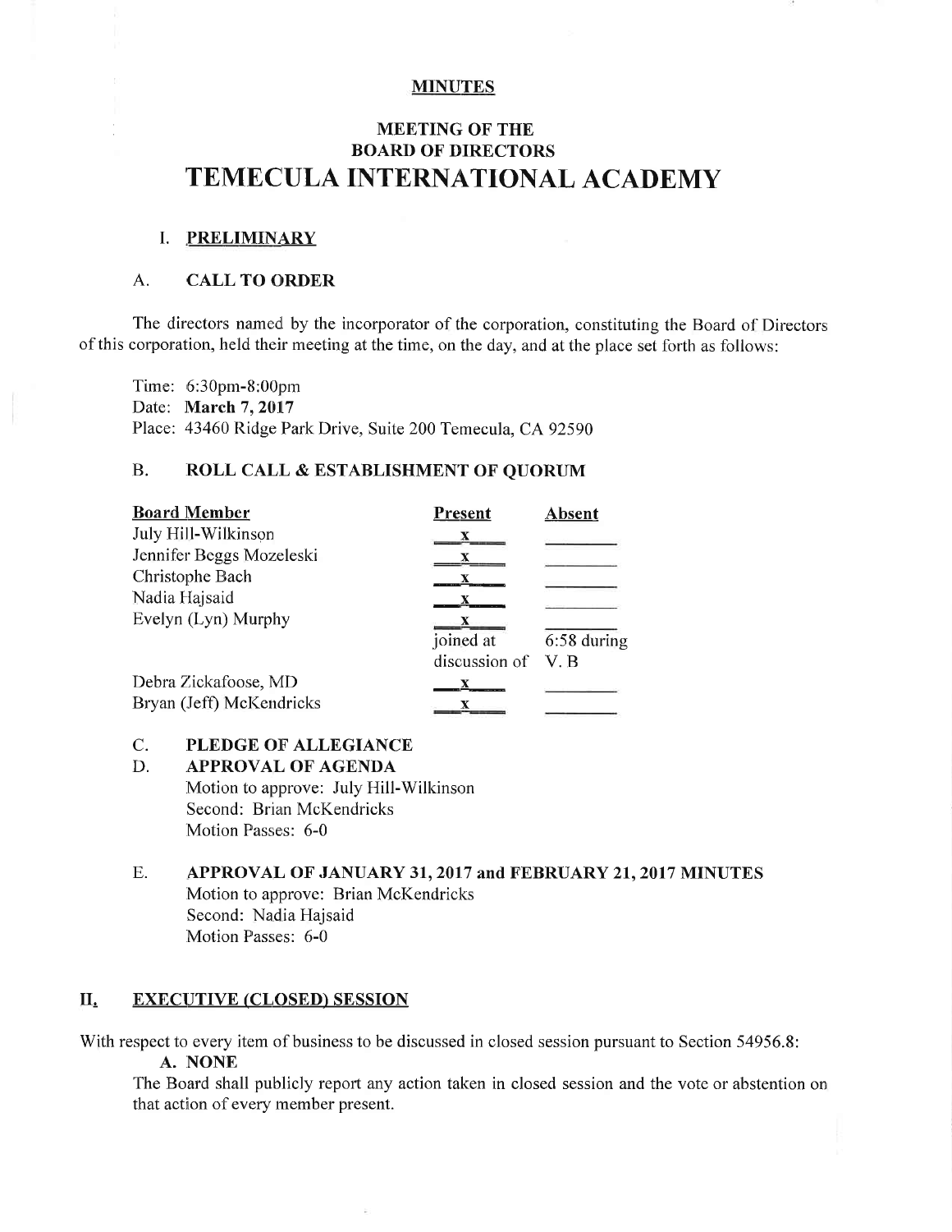**MINUTES**

# MEETING OF THE BOARD OF DIRECTORS
# TEMECULA INTERNATIONAL ACADEMY

## I. PRELIMINARY

### A. CALL TO ORDER

The directors named by the incorporator of the corporation, constituting the Board of Directors of this corporation, held their meeting at the time, on the day, and at the place set forth as follows:

Time: 6:30pm-8:00pm
Date: **March 7, 2017**
Place: 43460 Ridge Park Drive, Suite 200 Temecula, CA 92590

### B. ROLL CALL & ESTABLISHMENT OF QUORUM

| Board Member | Present | Absent |
|---|---|---|
| July Hill-Wilkinson | x | |
| Jennifer Beggs Mozeleski | x | |
| Christophe Bach | x | |
| Nadia Hajsaid | x | |
| Evelyn (Lyn) Murphy | x<br>joined at discussion of | 6:58 during V. B |
| Debra Zickafoose, MD | x | |
| Bryan (Jeff) McKendricks | x | |

### C. PLEDGE OF ALLEGIANCE

### D. APPROVAL OF AGENDA

Motion to approve: July Hill-Wilkinson
Second: Brian McKendricks
Motion Passes: 6-0

### E. APPROVAL OF JANUARY 31, 2017 and FEBRUARY 21, 2017 MINUTES

Motion to approve: Brian McKendricks
Second: Nadia Hajsaid
Motion Passes: 6-0

## II. EXECUTIVE (CLOSED) SESSION

With respect to every item of business to be discussed in closed session pursuant to Section 54956.8:

**A. NONE**

The Board shall publicly report any action taken in closed session and the vote or abstention on that action of every member present.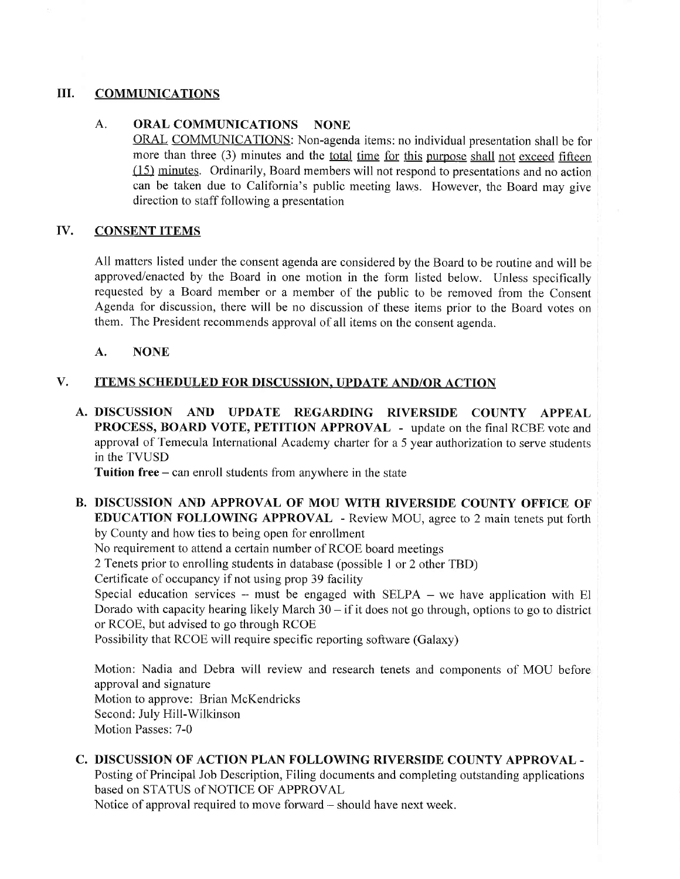## III. COMMUNICATIONS

### A. ORAL COMMUNICATIONS NONE

ORAL COMMUNICATIONS: Non-agenda items: no individual presentation shall be for more than three (3) minutes and the total time for this purpose shall not exceed fifteen (15) minutes. Ordinarily, Board members will not respond to presentations and no action can be taken due to California's public meeting laws. However, the Board may give direction to staff following a presentation

## IV. CONSENT ITEMS

All matters listed under the consent agenda are considered by the Board to be routine and will be approved/enacted by the Board in one motion in the form listed below. Unless specifically requested by a Board member or a member of the public to be removed from the Consent Agenda for discussion, there will be no discussion of these items prior to the Board votes on them. The President recommends approval of all items on the consent agenda.

**A. NONE**

## V. ITEMS SCHEDULED FOR DISCUSSION, UPDATE AND/OR ACTION

**A. DISCUSSION AND UPDATE REGARDING RIVERSIDE COUNTY APPEAL PROCESS, BOARD VOTE, PETITION APPROVAL** - update on the final RCBE vote and approval of Temecula International Academy charter for a 5 year authorization to serve students in the TVUSD

**Tuition free** – can enroll students from anywhere in the state

**B. DISCUSSION AND APPROVAL OF MOU WITH RIVERSIDE COUNTY OFFICE OF EDUCATION FOLLOWING APPROVAL** - Review MOU, agree to 2 main tenets put forth by County and how ties to being open for enrollment

No requirement to attend a certain number of RCOE board meetings

2 Tenets prior to enrolling students in database (possible 1 or 2 other TBD)

Certificate of occupancy if not using prop 39 facility

Special education services -- must be engaged with SELPA – we have application with El Dorado with capacity hearing likely March 30 – if it does not go through, options to go to district or RCOE, but advised to go through RCOE

Possibility that RCOE will require specific reporting software (Galaxy)

Motion: Nadia and Debra will review and research tenets and components of MOU before approval and signature

Motion to approve: Brian McKendricks

Second: July Hill-Wilkinson

Motion Passes: 7-0

**C. DISCUSSION OF ACTION PLAN FOLLOWING RIVERSIDE COUNTY APPROVAL** - Posting of Principal Job Description, Filing documents and completing outstanding applications based on STATUS of NOTICE OF APPROVAL

Notice of approval required to move forward – should have next week.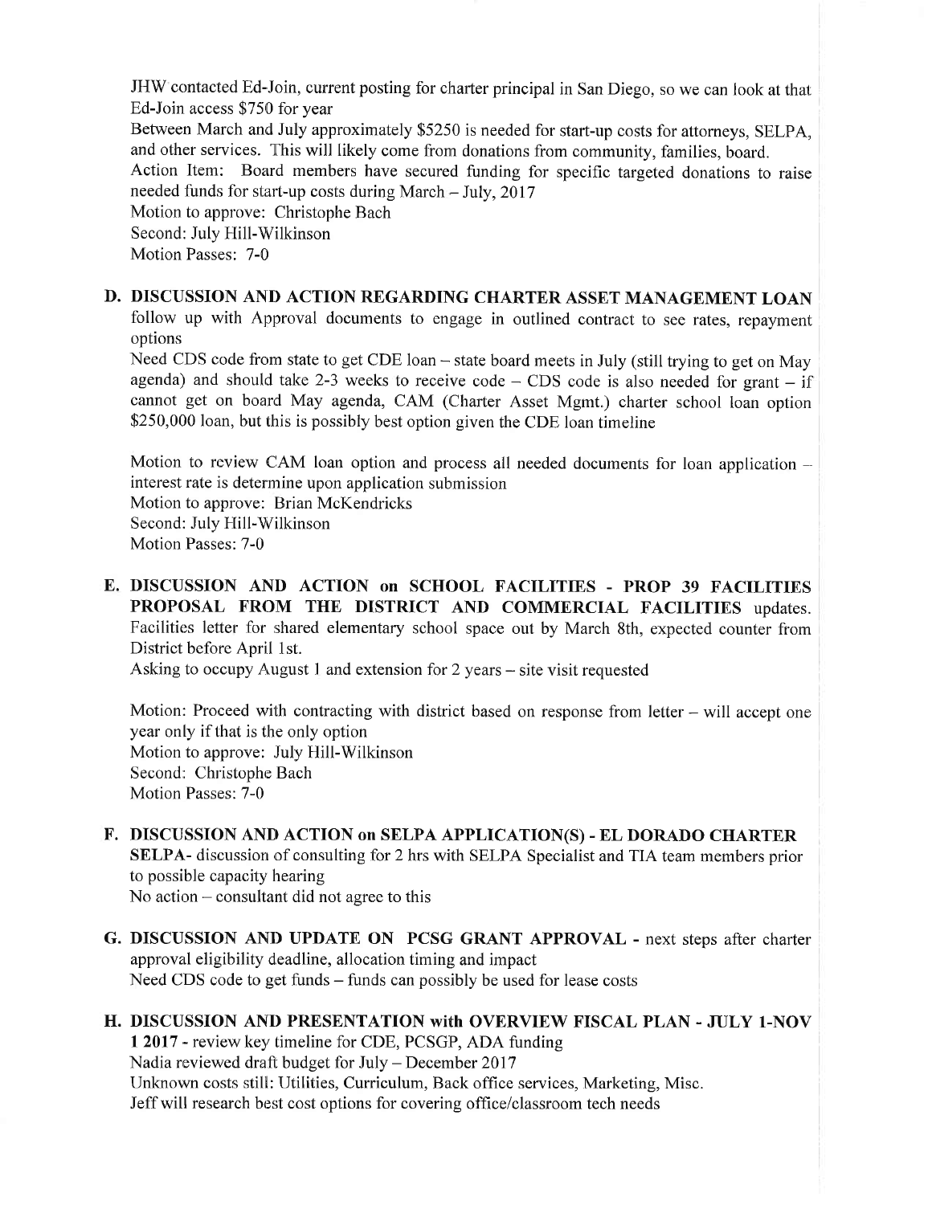JHW contacted Ed-Join, current posting for charter principal in San Diego, so we can look at that Ed-Join access $750 for year

Between March and July approximately $5250 is needed for start-up costs for attorneys, SELPA, and other services. This will likely come from donations from community, families, board.

Action Item: Board members have secured funding for specific targeted donations to raise needed funds for start-up costs during March – July, 2017

Motion to approve: Christophe Bach

Second: July Hill-Wilkinson

Motion Passes: 7-0

**D. DISCUSSION AND ACTION REGARDING CHARTER ASSET MANAGEMENT LOAN** follow up with Approval documents to engage in outlined contract to see rates, repayment options

Need CDS code from state to get CDE loan – state board meets in July (still trying to get on May agenda) and should take 2-3 weeks to receive code – CDS code is also needed for grant – if cannot get on board May agenda, CAM (Charter Asset Mgmt.) charter school loan option $250,000 loan, but this is possibly best option given the CDE loan timeline

Motion to review CAM loan option and process all needed documents for loan application – interest rate is determine upon application submission

Motion to approve: Brian McKendricks

Second: July Hill-Wilkinson

Motion Passes: 7-0

**E. DISCUSSION AND ACTION on SCHOOL FACILITIES - PROP 39 FACILITIES PROPOSAL FROM THE DISTRICT AND COMMERCIAL FACILITIES** updates. Facilities letter for shared elementary school space out by March 8th, expected counter from District before April 1st.

Asking to occupy August 1 and extension for 2 years – site visit requested

Motion: Proceed with contracting with district based on response from letter – will accept one year only if that is the only option

Motion to approve: July Hill-Wilkinson

Second: Christophe Bach

Motion Passes: 7-0

**F. DISCUSSION AND ACTION on SELPA APPLICATION(S) - EL DORADO CHARTER SELPA**- discussion of consulting for 2 hrs with SELPA Specialist and TIA team members prior to possible capacity hearing

No action – consultant did not agree to this

**G. DISCUSSION AND UPDATE ON PCSG GRANT APPROVAL** - next steps after charter approval eligibility deadline, allocation timing and impact

Need CDS code to get funds – funds can possibly be used for lease costs

**H. DISCUSSION AND PRESENTATION with OVERVIEW FISCAL PLAN - JULY 1-NOV 1 2017** - review key timeline for CDE, PCSGP, ADA funding

Nadia reviewed draft budget for July – December 2017

Unknown costs still: Utilities, Curriculum, Back office services, Marketing, Misc.

Jeff will research best cost options for covering office/classroom tech needs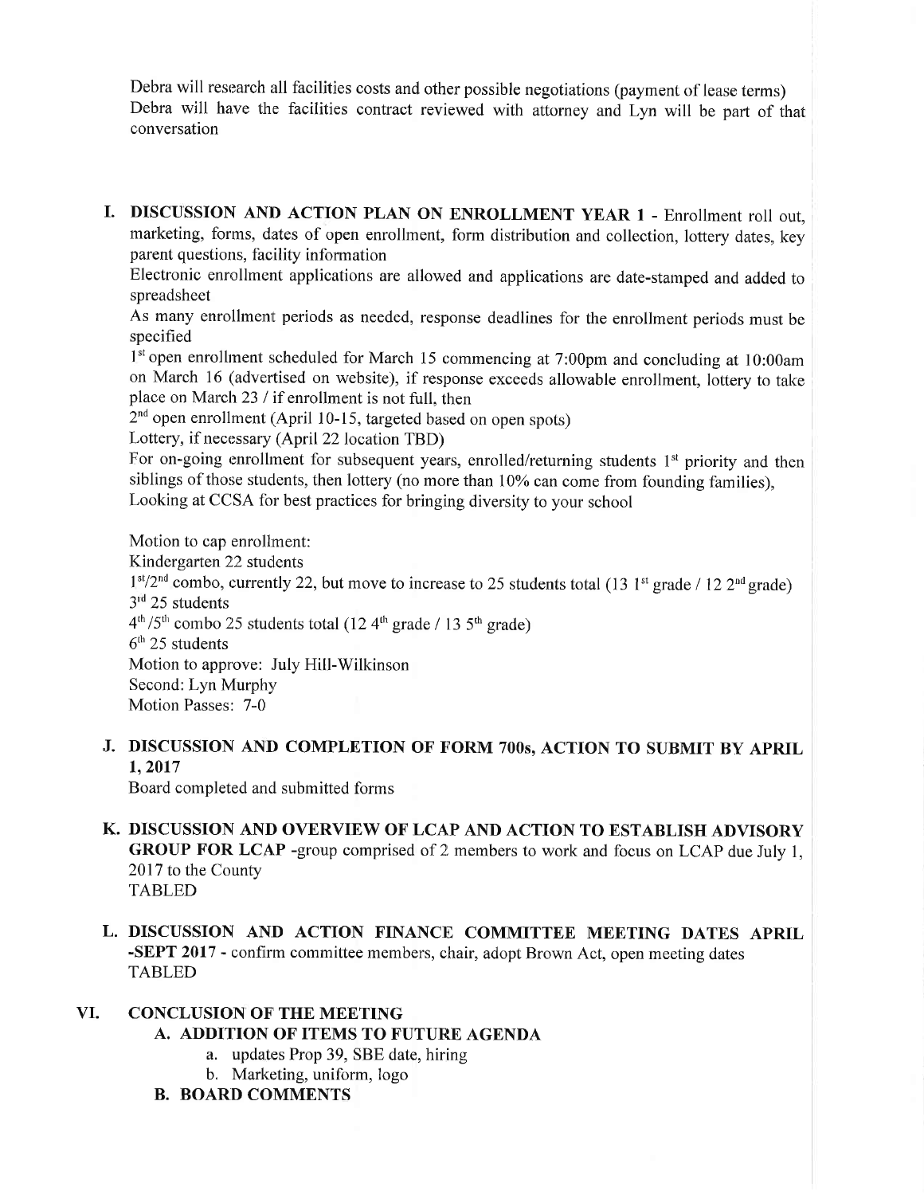Debra will research all facilities costs and other possible negotiations (payment of lease terms)
Debra will have the facilities contract reviewed with attorney and Lyn will be part of that conversation

**I. DISCUSSION AND ACTION PLAN ON ENROLLMENT YEAR 1** - Enrollment roll out, marketing, forms, dates of open enrollment, form distribution and collection, lottery dates, key parent questions, facility information

Electronic enrollment applications are allowed and applications are date-stamped and added to spreadsheet

As many enrollment periods as needed, response deadlines for the enrollment periods must be specified

1st open enrollment scheduled for March 15 commencing at 7:00pm and concluding at 10:00am on March 16 (advertised on website), if response exceeds allowable enrollment, lottery to take place on March 23 / if enrollment is not full, then

2nd open enrollment (April 10-15, targeted based on open spots)

Lottery, if necessary (April 22 location TBD)

For on-going enrollment for subsequent years, enrolled/returning students 1st priority and then siblings of those students, then lottery (no more than 10% can come from founding families), Looking at CCSA for best practices for bringing diversity to your school

Motion to cap enrollment:
Kindergarten 22 students
1st/2nd combo, currently 22, but move to increase to 25 students total (13 1st grade / 12 2nd grade)
3rd 25 students
4th/5th combo 25 students total (12 4th grade / 13 5th grade)
6th 25 students
Motion to approve: July Hill-Wilkinson
Second: Lyn Murphy
Motion Passes: 7-0

**J. DISCUSSION AND COMPLETION OF FORM 700s, ACTION TO SUBMIT BY APRIL 1, 2017**

Board completed and submitted forms

**K. DISCUSSION AND OVERVIEW OF LCAP AND ACTION TO ESTABLISH ADVISORY GROUP FOR LCAP** -group comprised of 2 members to work and focus on LCAP due July 1, 2017 to the County

TABLED

**L. DISCUSSION AND ACTION FINANCE COMMITTEE MEETING DATES APRIL -SEPT 2017** - confirm committee members, chair, adopt Brown Act, open meeting dates

TABLED

## VI. CONCLUSION OF THE MEETING

**A. ADDITION OF ITEMS TO FUTURE AGENDA**

a. updates Prop 39, SBE date, hiring
b. Marketing, uniform, logo

**B. BOARD COMMENTS**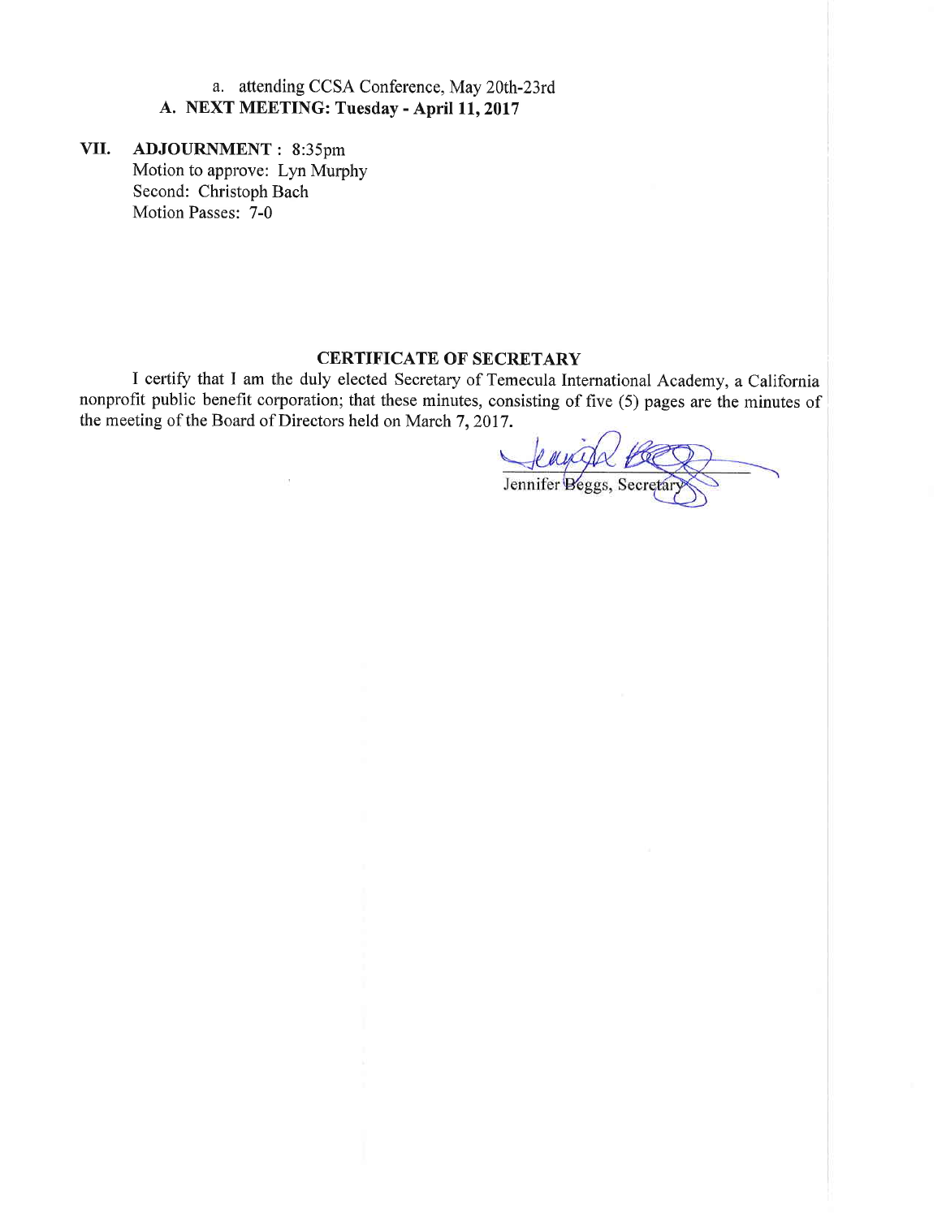a. attending CCSA Conference, May 20th-23rd

**A. NEXT MEETING: Tuesday - April 11, 2017**

**VII. ADJOURNMENT** : 8:35pm

Motion to approve: Lyn Murphy
Second: Christoph Bach
Motion Passes: 7-0

**CERTIFICATE OF SECRETARY**

I certify that I am the duly elected Secretary of Temecula International Academy, a California nonprofit public benefit corporation; that these minutes, consisting of five (5) pages are the minutes of the meeting of the Board of Directors held on March 7, 2017.

Jennifer Beggs, Secretary